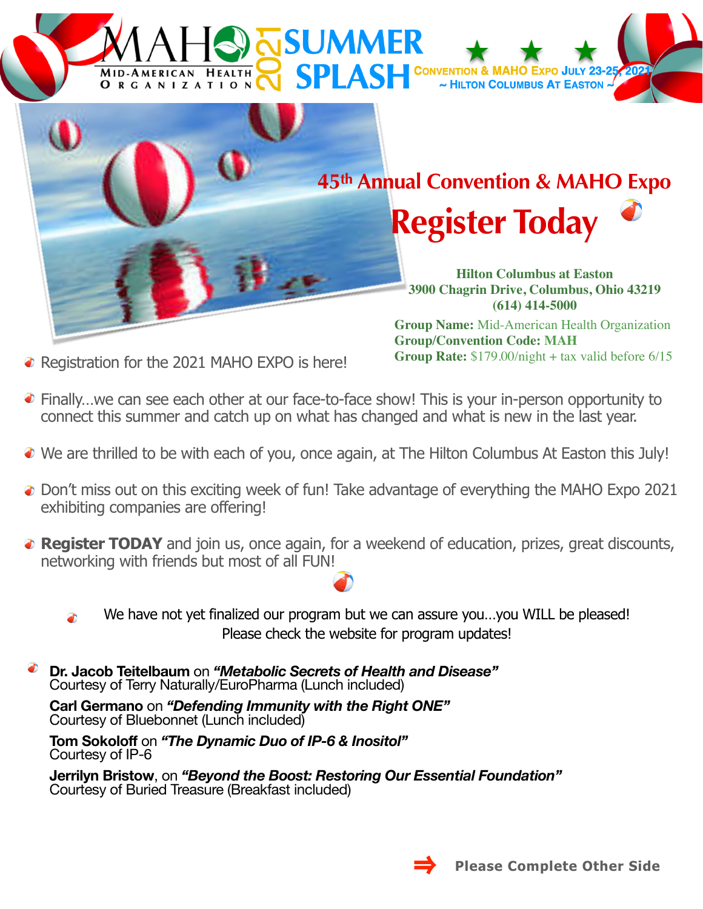# MAHO Mid-American Health Organization 2021 SUMMER SPLASH

Convention & MAHO Expo July 23-25, 2021
~ Hilton Columbus At Easton ~

## 45th Annual Convention & MAHO Expo

# Register Today

**Hilton Columbus at Easton**
**3900 Chagrin Drive, Columbus, Ohio 43219**
**(614) 414-5000**

**Group Name:** Mid-American Health Organization
**Group/Convention Code: MAH**
**Group Rate:** $179.00/night + tax valid before 6/15

- Registration for the 2021 MAHO EXPO is here!
- Finally…we can see each other at our face-to-face show! This is your in-person opportunity to connect this summer and catch up on what has changed and what is new in the last year.
- We are thrilled to be with each of you, once again, at The Hilton Columbus At Easton this July!
- Don't miss out on this exciting week of fun! Take advantage of everything the MAHO Expo 2021 exhibiting companies are offering!
- **Register TODAY** and join us, once again, for a weekend of education, prizes, great discounts, networking with friends but most of all FUN!

We have not yet finalized our program but we can assure you…you WILL be pleased!
Please check the website for program updates!

**Dr. Jacob Teitelbaum** on ***"Metabolic Secrets of Health and Disease"***
Courtesy of Terry Naturally/EuroPharma (Lunch included)

**Carl Germano** on ***"Defending Immunity with the Right ONE"***
Courtesy of Bluebonnet (Lunch included)

**Tom Sokoloff** on ***"The Dynamic Duo of IP-6 & Inositol"***
Courtesy of IP-6

**Jerrilyn Bristow**, on ***"Beyond the Boost: Restoring Our Essential Foundation"***
Courtesy of Buried Treasure (Breakfast included)

⇒ **Please Complete Other Side**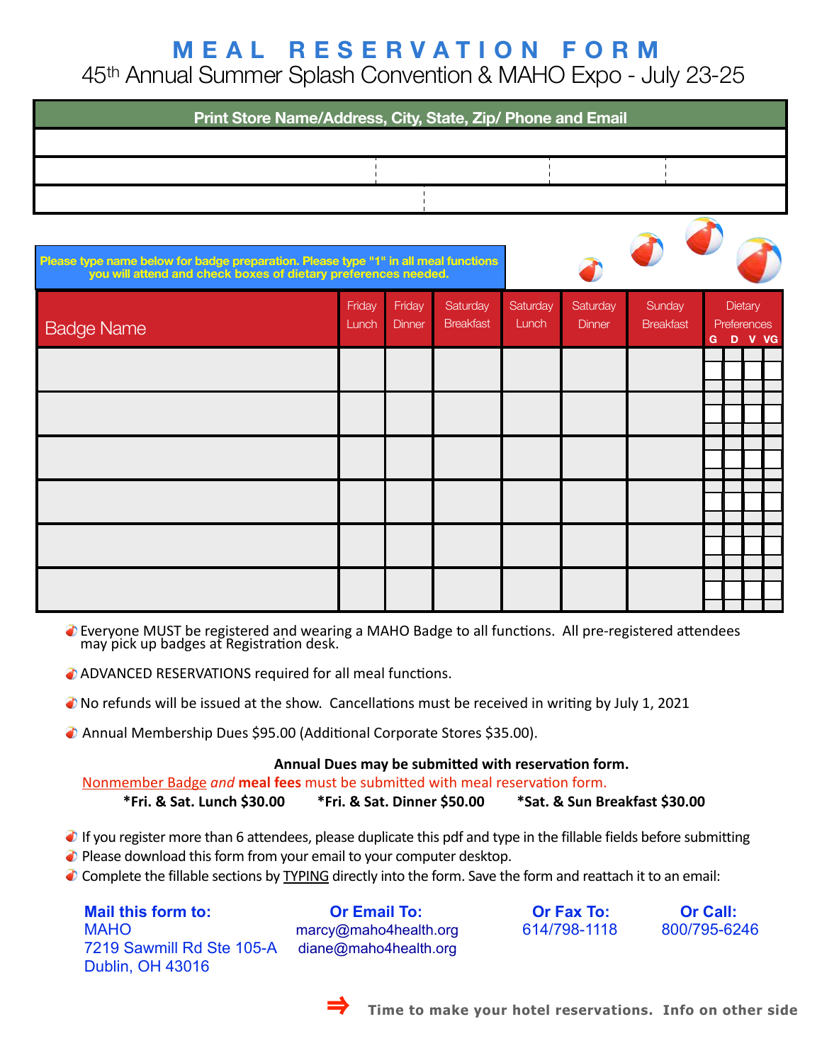# MEAL RESERVATION FORM

45th Annual Summer Splash Convention & MAHO Expo - July 23-25

| Print Store Name/Address, City, State, Zip/ Phone and Email |
| --- |
| |
| |
| |

**Please type name below for badge preparation. Please type "1" in all meal functions you will attend and check boxes of dietary preferences needed.**

| Badge Name | Friday Lunch | Friday Dinner | Saturday Breakfast | Saturday Lunch | Saturday Dinner | Sunday Breakfast | Dietary Preferences G | D | V | VG |
| --- | --- | --- | --- | --- | --- | --- | --- | --- | --- | --- |
| | | | | | | | | | | |
| | | | | | | | | | | |
| | | | | | | | | | | |
| | | | | | | | | | | |
| | | | | | | | | | | |
| | | | | | | | | | | |

- Everyone MUST be registered and wearing a MAHO Badge to all functions. All pre-registered attendees may pick up badges at Registration desk.
- ADVANCED RESERVATIONS required for all meal functions.
- No refunds will be issued at the show. Cancellations must be received in writing by July 1, 2021
- Annual Membership Dues $95.00 (Additional Corporate Stores $35.00).

**Annual Dues may be submitted with reservation form.**

Nonmember Badge *and* **meal fees** must be submitted with meal reservation form.

**\*Fri. & Sat. Lunch $30.00 \*Fri. & Sat. Dinner $50.00 \*Sat. & Sun Breakfast $30.00**

- If you register more than 6 attendees, please duplicate this pdf and type in the fillable fields before submitting
- Please download this form from your email to your computer desktop.
- Complete the fillable sections by TYPING directly into the form. Save the form and reattach it to an email:

**Mail this form to:**
MAHO
7219 Sawmill Rd Ste 105-A
Dublin, OH 43016

**Or Email To:**
marcy@maho4health.org
diane@maho4health.org

**Or Fax To:**
614/798-1118

**Or Call:**
800/795-6246

⇒ **Time to make your hotel reservations. Info on other side**